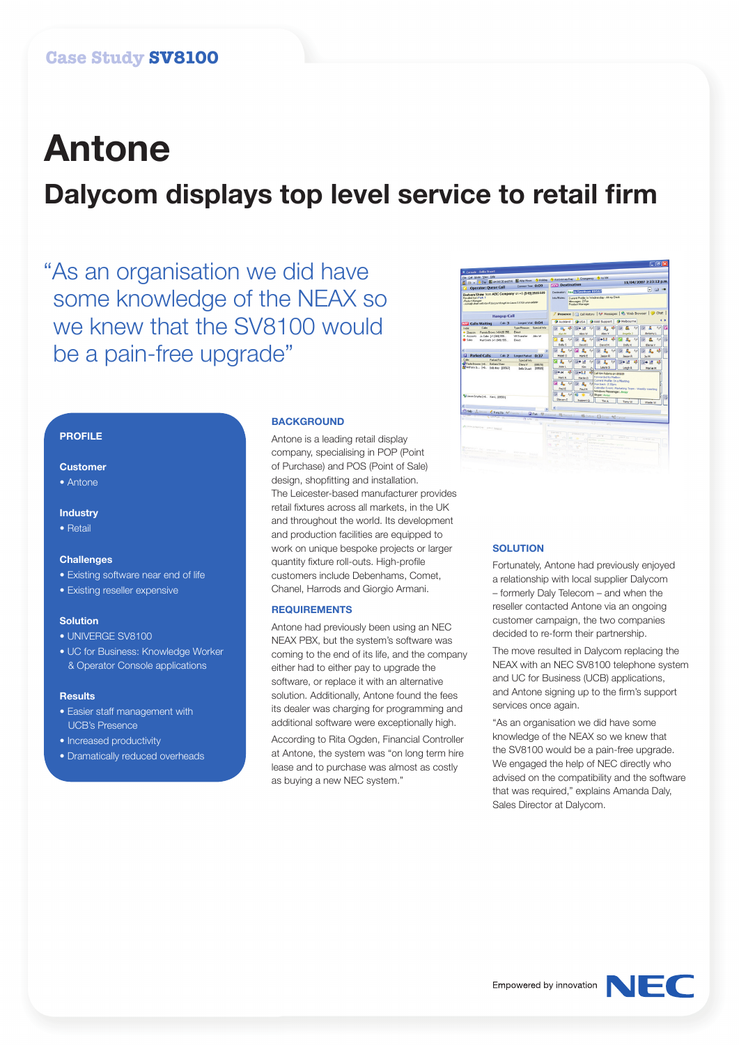Case Study **SV8100**

# Antone

## Dalycom displays top level service to retail firm

"As an organisation we did have some knowledge of the NEAX so we knew that the SV8100 would be a pain-free upgrade"

**PROFILE**

**Customer**
- Antone

**Industry**
- Retail

**Challenges**
- Existing software near end of life
- Existing reseller expensive

**Solution**
- UNIVERGE SV8100
- UC for Business: Knowledge Worker & Operator Console applications

**Results**
- Easier staff management with UCB's Presence
- Increased productivity
- Dramatically reduced overheads

### BACKGROUND

Antone is a leading retail display company, specialising in POP (Point of Purchase) and POS (Point of Sale) design, shopfitting and installation. The Leicester-based manufacturer provides retail fixtures across all markets, in the UK and throughout the world. Its development and production facilities are equipped to work on unique bespoke projects or larger quantity fixture roll-outs. High-profile customers include Debenhams, Comet, Chanel, Harrods and Giorgio Armani.

### REQUIREMENTS

Antone had previously been using an NEC NEAX PBX, but the system's software was coming to the end of its life, and the company either had to either pay to upgrade the software, or replace it with an alternative solution. Additionally, Antone found the fees its dealer was charging for programming and additional software were exceptionally high.

According to Rita Ogden, Financial Controller at Antone, the system was "on long term hire lease and to purchase was almost as costly as buying a new NEC system."

### SOLUTION

Fortunately, Antone had previously enjoyed a relationship with local supplier Dalycom – formerly Daly Telecom – and when the reseller contacted Antone via an ongoing customer campaign, the two companies decided to re-form their partnership.

The move resulted in Dalycom replacing the NEAX with an NEC SV8100 telephone system and UC for Business (UCB) applications, and Antone signing up to the firm's support services once again.

"As an organisation we did have some knowledge of the NEAX so we knew that the SV8100 would be a pain-free upgrade. We engaged the help of NEC directly who advised on the compatibility and the software that was required," explains Amanda Daly, Sales Director at Dalycom.

Empowered by innovation NEC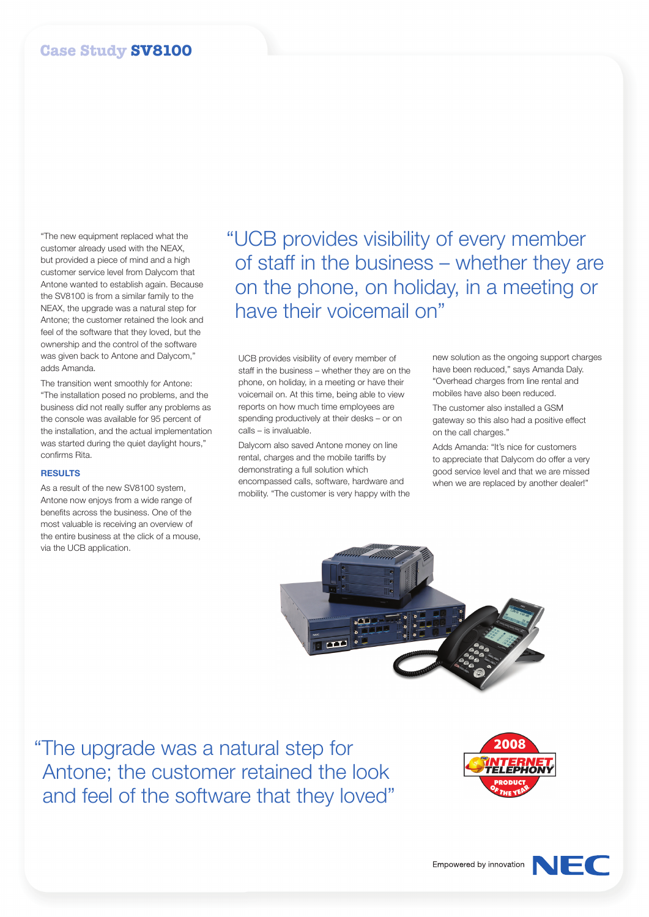"The new equipment replaced what the customer already used with the NEAX, but provided a piece of mind and a high customer service level from Dalycom that Antone wanted to establish again. Because the SV8100 is from a similar family to the NEAX, the upgrade was a natural step for Antone; the customer retained the look and feel of the software that they loved, but the ownership and the control of the software was given back to Antone and Dalycom," adds Amanda.

The transition went smoothly for Antone: "The installation posed no problems, and the business did not really suffer any problems as the console was available for 95 percent of the installation, and the actual implementation was started during the quiet daylight hours," confirms Rita.

### RESULTS

As a result of the new SV8100 system, Antone now enjoys from a wide range of benefits across the business. One of the most valuable is receiving an overview of the entire business at the click of a mouse, via the UCB application.

> "UCB provides visibility of every member of staff in the business – whether they are on the phone, on holiday, in a meeting or have their voicemail on"

UCB provides visibility of every member of staff in the business – whether they are on the phone, on holiday, in a meeting or have their voicemail on. At this time, being able to view reports on how much time employees are spending productively at their desks – or on calls – is invaluable.

Dalycom also saved Antone money on line rental, charges and the mobile tariffs by demonstrating a full solution which encompassed calls, software, hardware and mobility. "The customer is very happy with the new solution as the ongoing support charges have been reduced," says Amanda Daly. "Overhead charges from line rental and mobiles have also been reduced.

The customer also installed a GSM gateway so this also had a positive effect on the call charges."

Adds Amanda: "It's nice for customers to appreciate that Dalycom do offer a very good service level and that we are missed when we are replaced by another dealer!"

> "The upgrade was a natural step for Antone; the customer retained the look and feel of the software that they loved"

2008 INTERNET TELEPHONY PRODUCT OF THE YEAR

Empowered by innovation NEC